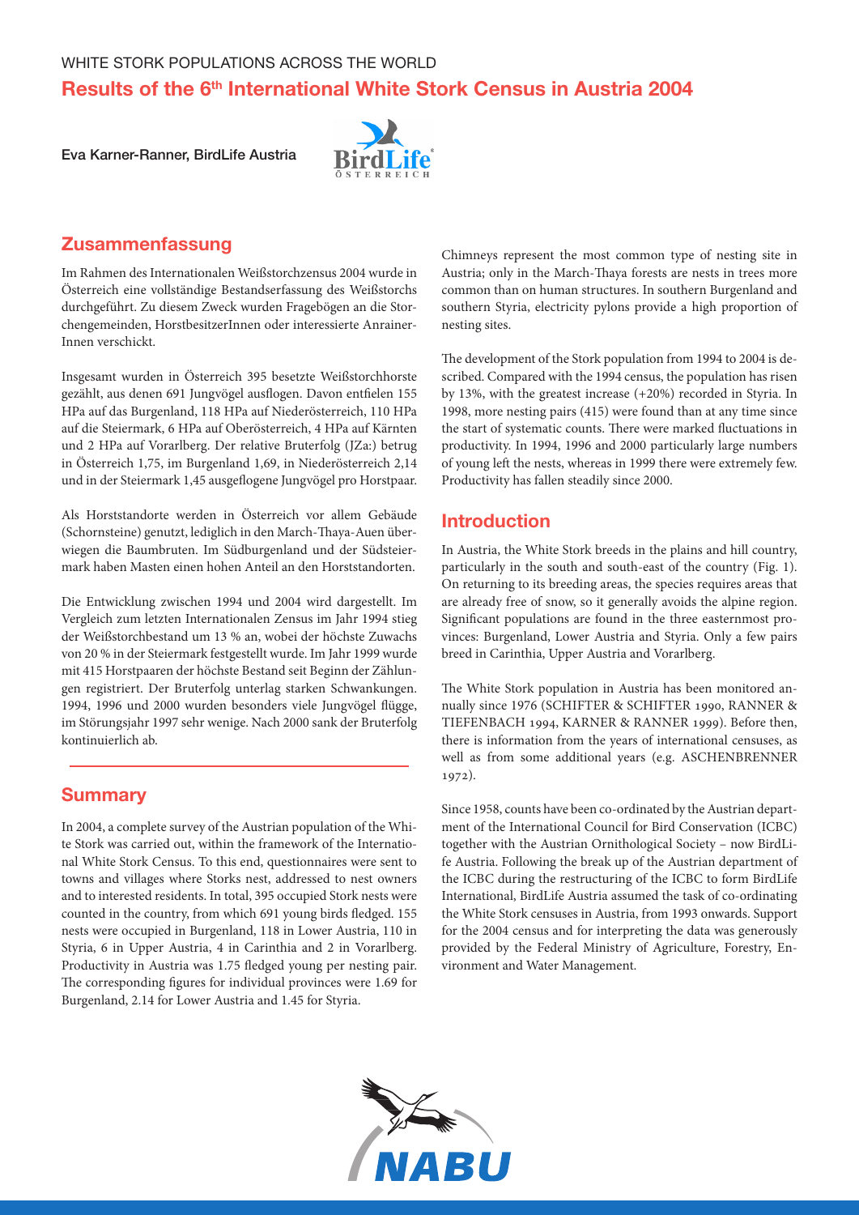WHITE STORK POPULATIONS ACROSS THE WORLD

# Results of the 6th International White Stork Census in Austria 2004

**Eva Karner-Ranner, BirdLife Austria**

## Zusammenfassung

Im Rahmen des Internationalen Weißstorchzensus 2004 wurde in Österreich eine vollständige Bestandserfassung des Weißstorchs durchgeführt. Zu diesem Zweck wurden Fragebögen an die Storchengemeinden, HorstbesitzerInnen oder interessierte AnrainerInnen verschickt.

Insgesamt wurden in Österreich 395 besetzte Weißstorchhorste gezählt, aus denen 691 Jungvögel ausflogen. Davon entfielen 155 HPa auf das Burgenland, 118 HPa auf Niederösterreich, 110 HPa auf die Steiermark, 6 HPa auf Oberösterreich, 4 HPa auf Kärnten und 2 HPa auf Vorarlberg. Der relative Bruterfolg (JZa:) betrug in Österreich 1,75, im Burgenland 1,69, in Niederösterreich 2,14 und in der Steiermark 1,45 ausgeflogene Jungvögel pro Horstpaar.

Als Horststandorte werden in Österreich vor allem Gebäude (Schornsteine) genutzt, lediglich in den March-Thaya-Auen überwiegen die Baumbruten. Im Südburgenland und der Südsteiermark haben Masten einen hohen Anteil an den Horststandorten.

Die Entwicklung zwischen 1994 und 2004 wird dargestellt. Im Vergleich zum letzten Internationalen Zensus im Jahr 1994 stieg der Weißstorchbestand um 13 %, wobei der höchste Zuwachs von 20 % in der Steiermark festgestellt wurde. Im Jahr 1999 wurde mit 415 Horstpaaren der höchste Bestand seit Beginn der Zählungen registriert. Der Bruterfolg unterlag starken Schwankungen. 1994, 1996 und 2000 wurden besonders viele Jungvögel flügge, im Störungsjahr 1997 sehr wenige. Nach 2000 sank der Bruterfolg kontinuierlich ab.

## Summary

In 2004, a complete survey of the Austrian population of the White Stork was carried out, within the framework of the International White Stork Census. To this end, questionnaires were sent to towns and villages where Storks nest, addressed to nest owners and to interested residents. In total, 395 occupied Stork nests were counted in the country, from which 691 young birds fledged. 155 nests were occupied in Burgenland, 118 in Lower Austria, 110 in Styria, 6 in Upper Austria, 4 in Carinthia and 2 in Vorarlberg. Productivity in Austria was 1.75 fledged young per nesting pair. The corresponding figures for individual provinces were 1.69 for Burgenland, 2.14 for Lower Austria and 1.45 for Styria.

Chimneys represent the most common type of nesting site in Austria; only in the March-Thaya forests are nests in trees more common than on human structures. In southern Burgenland and southern Styria, electricity pylons provide a high proportion of nesting sites.

The development of the Stork population from 1994 to 2004 is described. Compared with the 1994 census, the population has risen by 13%, with the greatest increase (+20%) recorded in Styria. In 1998, more nesting pairs (415) were found than at any time since the start of systematic counts. There were marked fluctuations in productivity. In 1994, 1996 and 2000 particularly large numbers of young left the nests, whereas in 1999 there were extremely few. Productivity has fallen steadily since 2000.

## Introduction

In Austria, the White Stork breeds in the plains and hill country, particularly in the south and south-east of the country (Fig. 1). On returning to its breeding areas, the species requires areas that are already free of snow, so it generally avoids the alpine region. Significant populations are found in the three easternmost provinces: Burgenland, Lower Austria and Styria. Only a few pairs breed in Carinthia, Upper Austria and Vorarlberg.

The White Stork population in Austria has been monitored annually since 1976 (SCHIFTER & SCHIFTER 1990, RANNER & TIEFENBACH 1994, KARNER & RANNER 1999). Before then, there is information from the years of international censuses, as well as from some additional years (e.g. ASCHENBRENNER 1972).

Since 1958, counts have been co-ordinated by the Austrian department of the International Council for Bird Conservation (ICBC) together with the Austrian Ornithological Society – now BirdLife Austria. Following the break up of the Austrian department of the ICBC during the restructuring of the ICBC to form BirdLife International, BirdLife Austria assumed the task of co-ordinating the White Stork censuses in Austria, from 1993 onwards. Support for the 2004 census and for interpreting the data was generously provided by the Federal Ministry of Agriculture, Forestry, Environment and Water Management.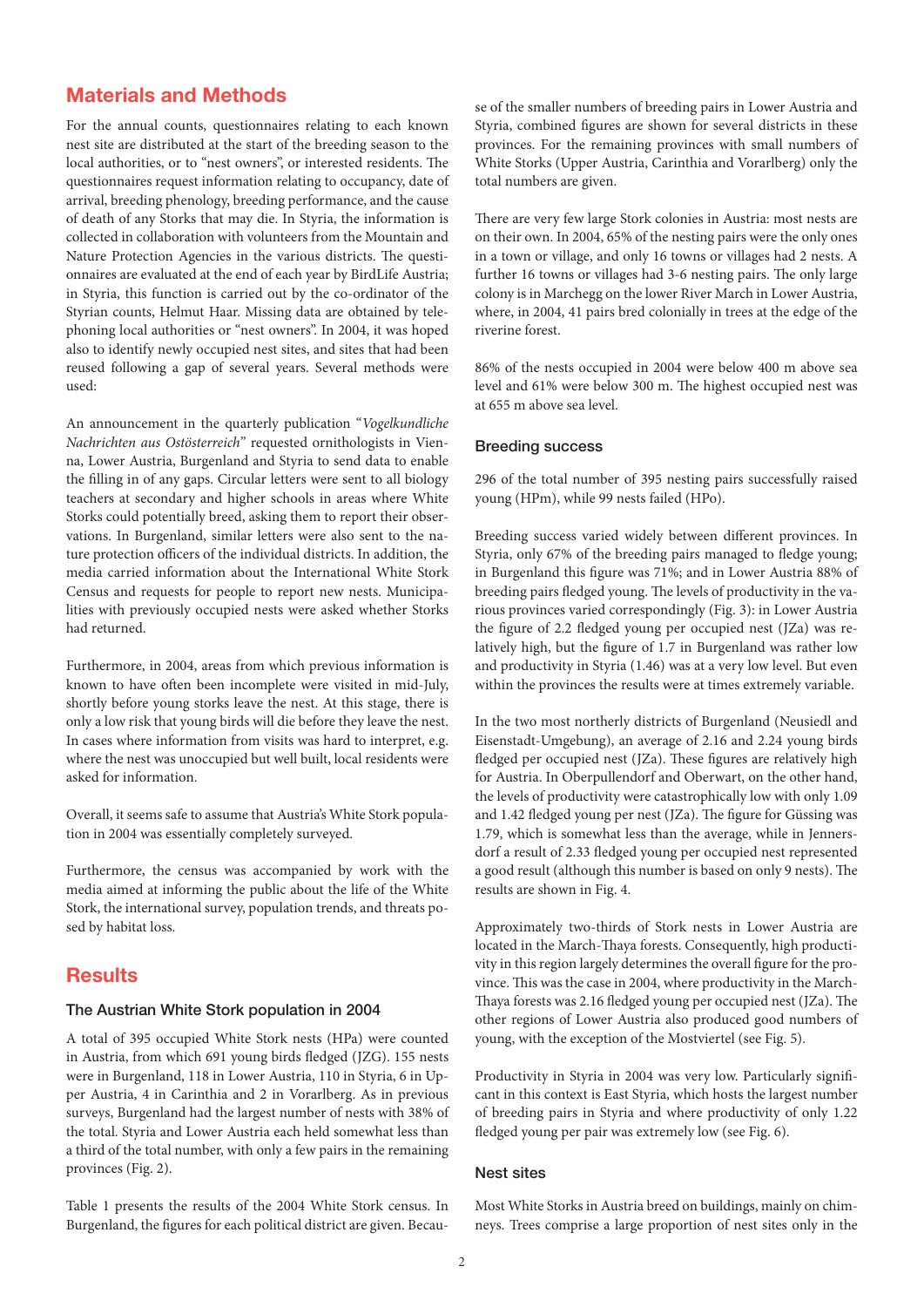## Materials and Methods

For the annual counts, questionnaires relating to each known nest site are distributed at the start of the breeding season to the local authorities, or to "nest owners", or interested residents. The questionnaires request information relating to occupancy, date of arrival, breeding phenology, breeding performance, and the cause of death of any Storks that may die. In Styria, the information is collected in collaboration with volunteers from the Mountain and Nature Protection Agencies in the various districts. The questionnaires are evaluated at the end of each year by BirdLife Austria; in Styria, this function is carried out by the co-ordinator of the Styrian counts, Helmut Haar. Missing data are obtained by telephoning local authorities or "nest owners". In 2004, it was hoped also to identify newly occupied nest sites, and sites that had been reused following a gap of several years. Several methods were used:

An announcement in the quarterly publication "*Vogelkundliche Nachrichten aus Ostösterreich*" requested ornithologists in Vienna, Lower Austria, Burgenland and Styria to send data to enable the filling in of any gaps. Circular letters were sent to all biology teachers at secondary and higher schools in areas where White Storks could potentially breed, asking them to report their observations. In Burgenland, similar letters were also sent to the nature protection officers of the individual districts. In addition, the media carried information about the International White Stork Census and requests for people to report new nests. Municipalities with previously occupied nests were asked whether Storks had returned.

Furthermore, in 2004, areas from which previous information is known to have often been incomplete were visited in mid-July, shortly before young storks leave the nest. At this stage, there is only a low risk that young birds will die before they leave the nest. In cases where information from visits was hard to interpret, e.g. where the nest was unoccupied but well built, local residents were asked for information.

Overall, it seems safe to assume that Austria's White Stork population in 2004 was essentially completely surveyed.

Furthermore, the census was accompanied by work with the media aimed at informing the public about the life of the White Stork, the international survey, population trends, and threats posed by habitat loss.

## Results

### The Austrian White Stork population in 2004

A total of 395 occupied White Stork nests (HPa) were counted in Austria, from which 691 young birds fledged (JZG). 155 nests were in Burgenland, 118 in Lower Austria, 110 in Styria, 6 in Upper Austria, 4 in Carinthia and 2 in Vorarlberg. As in previous surveys, Burgenland had the largest number of nests with 38% of the total. Styria and Lower Austria each held somewhat less than a third of the total number, with only a few pairs in the remaining provinces (Fig. 2).

Table 1 presents the results of the 2004 White Stork census. In Burgenland, the figures for each political district are given. Because of the smaller numbers of breeding pairs in Lower Austria and Styria, combined figures are shown for several districts in these provinces. For the remaining provinces with small numbers of White Storks (Upper Austria, Carinthia and Vorarlberg) only the total numbers are given.

There are very few large Stork colonies in Austria: most nests are on their own. In 2004, 65% of the nesting pairs were the only ones in a town or village, and only 16 towns or villages had 2 nests. A further 16 towns or villages had 3-6 nesting pairs. The only large colony is in Marchegg on the lower River March in Lower Austria, where, in 2004, 41 pairs bred colonially in trees at the edge of the riverine forest.

86% of the nests occupied in 2004 were below 400 m above sea level and 61% were below 300 m. The highest occupied nest was at 655 m above sea level.

### Breeding success

296 of the total number of 395 nesting pairs successfully raised young (HPm), while 99 nests failed (HPo).

Breeding success varied widely between different provinces. In Styria, only 67% of the breeding pairs managed to fledge young; in Burgenland this figure was 71%; and in Lower Austria 88% of breeding pairs fledged young. The levels of productivity in the various provinces varied correspondingly (Fig. 3): in Lower Austria the figure of 2.2 fledged young per occupied nest (JZa) was relatively high, but the figure of 1.7 in Burgenland was rather low and productivity in Styria (1.46) was at a very low level. But even within the provinces the results were at times extremely variable.

In the two most northerly districts of Burgenland (Neusiedl and Eisenstadt-Umgebung), an average of 2.16 and 2.24 young birds fledged per occupied nest (JZa). These figures are relatively high for Austria. In Oberpullendorf and Oberwart, on the other hand, the levels of productivity were catastrophically low with only 1.09 and 1.42 fledged young per nest (JZa). The figure for Güssing was 1.79, which is somewhat less than the average, while in Jennersdorf a result of 2.33 fledged young per occupied nest represented a good result (although this number is based on only 9 nests). The results are shown in Fig. 4.

Approximately two-thirds of Stork nests in Lower Austria are located in the March-Thaya forests. Consequently, high productivity in this region largely determines the overall figure for the province. This was the case in 2004, where productivity in the March-Thaya forests was 2.16 fledged young per occupied nest (JZa). The other regions of Lower Austria also produced good numbers of young, with the exception of the Mostviertel (see Fig. 5).

Productivity in Styria in 2004 was very low. Particularly significant in this context is East Styria, which hosts the largest number of breeding pairs in Styria and where productivity of only 1.22 fledged young per pair was extremely low (see Fig. 6).

### Nest sites

Most White Storks in Austria breed on buildings, mainly on chimneys. Trees comprise a large proportion of nest sites only in the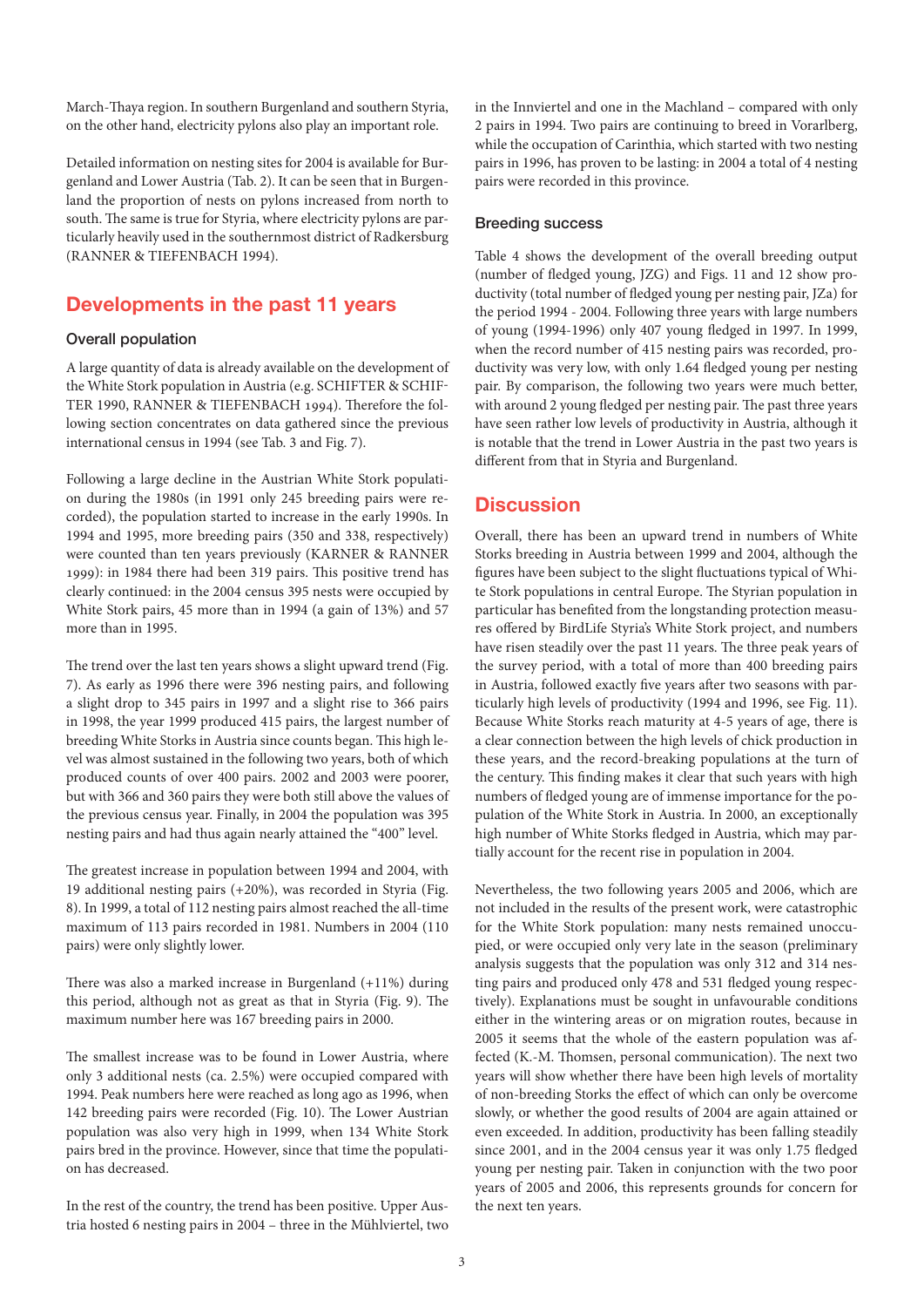March-Thaya region. In southern Burgenland and southern Styria, on the other hand, electricity pylons also play an important role.

Detailed information on nesting sites for 2004 is available for Burgenland and Lower Austria (Tab. 2). It can be seen that in Burgenland the proportion of nests on pylons increased from north to south. The same is true for Styria, where electricity pylons are particularly heavily used in the southernmost district of Radkersburg (RANNER & TIEFENBACH 1994).

## Developments in the past 11 years

### Overall population

A large quantity of data is already available on the development of the White Stork population in Austria (e.g. SCHIFTER & SCHIFTER 1990, RANNER & TIEFENBACH 1994). Therefore the following section concentrates on data gathered since the previous international census in 1994 (see Tab. 3 and Fig. 7).

Following a large decline in the Austrian White Stork population during the 1980s (in 1991 only 245 breeding pairs were recorded), the population started to increase in the early 1990s. In 1994 and 1995, more breeding pairs (350 and 338, respectively) were counted than ten years previously (KARNER & RANNER 1999): in 1984 there had been 319 pairs. This positive trend has clearly continued: in the 2004 census 395 nests were occupied by White Stork pairs, 45 more than in 1994 (a gain of 13%) and 57 more than in 1995.

The trend over the last ten years shows a slight upward trend (Fig. 7). As early as 1996 there were 396 nesting pairs, and following a slight drop to 345 pairs in 1997 and a slight rise to 366 pairs in 1998, the year 1999 produced 415 pairs, the largest number of breeding White Storks in Austria since counts began. This high level was almost sustained in the following two years, both of which produced counts of over 400 pairs. 2002 and 2003 were poorer, but with 366 and 360 pairs they were both still above the values of the previous census year. Finally, in 2004 the population was 395 nesting pairs and had thus again nearly attained the "400" level.

The greatest increase in population between 1994 and 2004, with 19 additional nesting pairs (+20%), was recorded in Styria (Fig. 8). In 1999, a total of 112 nesting pairs almost reached the all-time maximum of 113 pairs recorded in 1981. Numbers in 2004 (110 pairs) were only slightly lower.

There was also a marked increase in Burgenland (+11%) during this period, although not as great as that in Styria (Fig. 9). The maximum number here was 167 breeding pairs in 2000.

The smallest increase was to be found in Lower Austria, where only 3 additional nests (ca. 2.5%) were occupied compared with 1994. Peak numbers here were reached as long ago as 1996, when 142 breeding pairs were recorded (Fig. 10). The Lower Austrian population was also very high in 1999, when 134 White Stork pairs bred in the province. However, since that time the population has decreased.

In the rest of the country, the trend has been positive. Upper Austria hosted 6 nesting pairs in 2004 – three in the Mühlviertel, two in the Innviertel and one in the Machland – compared with only 2 pairs in 1994. Two pairs are continuing to breed in Vorarlberg, while the occupation of Carinthia, which started with two nesting pairs in 1996, has proven to be lasting: in 2004 a total of 4 nesting pairs were recorded in this province.

### Breeding success

Table 4 shows the development of the overall breeding output (number of fledged young, JZG) and Figs. 11 and 12 show productivity (total number of fledged young per nesting pair, JZa) for the period 1994 - 2004. Following three years with large numbers of young (1994-1996) only 407 young fledged in 1997. In 1999, when the record number of 415 nesting pairs was recorded, productivity was very low, with only 1.64 fledged young per nesting pair. By comparison, the following two years were much better, with around 2 young fledged per nesting pair. The past three years have seen rather low levels of productivity in Austria, although it is notable that the trend in Lower Austria in the past two years is different from that in Styria and Burgenland.

## Discussion

Overall, there has been an upward trend in numbers of White Storks breeding in Austria between 1999 and 2004, although the figures have been subject to the slight fluctuations typical of White Stork populations in central Europe. The Styrian population in particular has benefited from the longstanding protection measures offered by BirdLife Styria's White Stork project, and numbers have risen steadily over the past 11 years. The three peak years of the survey period, with a total of more than 400 breeding pairs in Austria, followed exactly five years after two seasons with particularly high levels of productivity (1994 and 1996, see Fig. 11). Because White Storks reach maturity at 4-5 years of age, there is a clear connection between the high levels of chick production in these years, and the record-breaking populations at the turn of the century. This finding makes it clear that such years with high numbers of fledged young are of immense importance for the population of the White Stork in Austria. In 2000, an exceptionally high number of White Storks fledged in Austria, which may partially account for the recent rise in population in 2004.

Nevertheless, the two following years 2005 and 2006, which are not included in the results of the present work, were catastrophic for the White Stork population: many nests remained unoccupied, or were occupied only very late in the season (preliminary analysis suggests that the population was only 312 and 314 nesting pairs and produced only 478 and 531 fledged young respectively). Explanations must be sought in unfavourable conditions either in the wintering areas or on migration routes, because in 2005 it seems that the whole of the eastern population was affected (K.-M. Thomsen, personal communication). The next two years will show whether there have been high levels of mortality of non-breeding Storks the effect of which can only be overcome slowly, or whether the good results of 2004 are again attained or even exceeded. In addition, productivity has been falling steadily since 2001, and in the 2004 census year it was only 1.75 fledged young per nesting pair. Taken in conjunction with the two poor years of 2005 and 2006, this represents grounds for concern for the next ten years.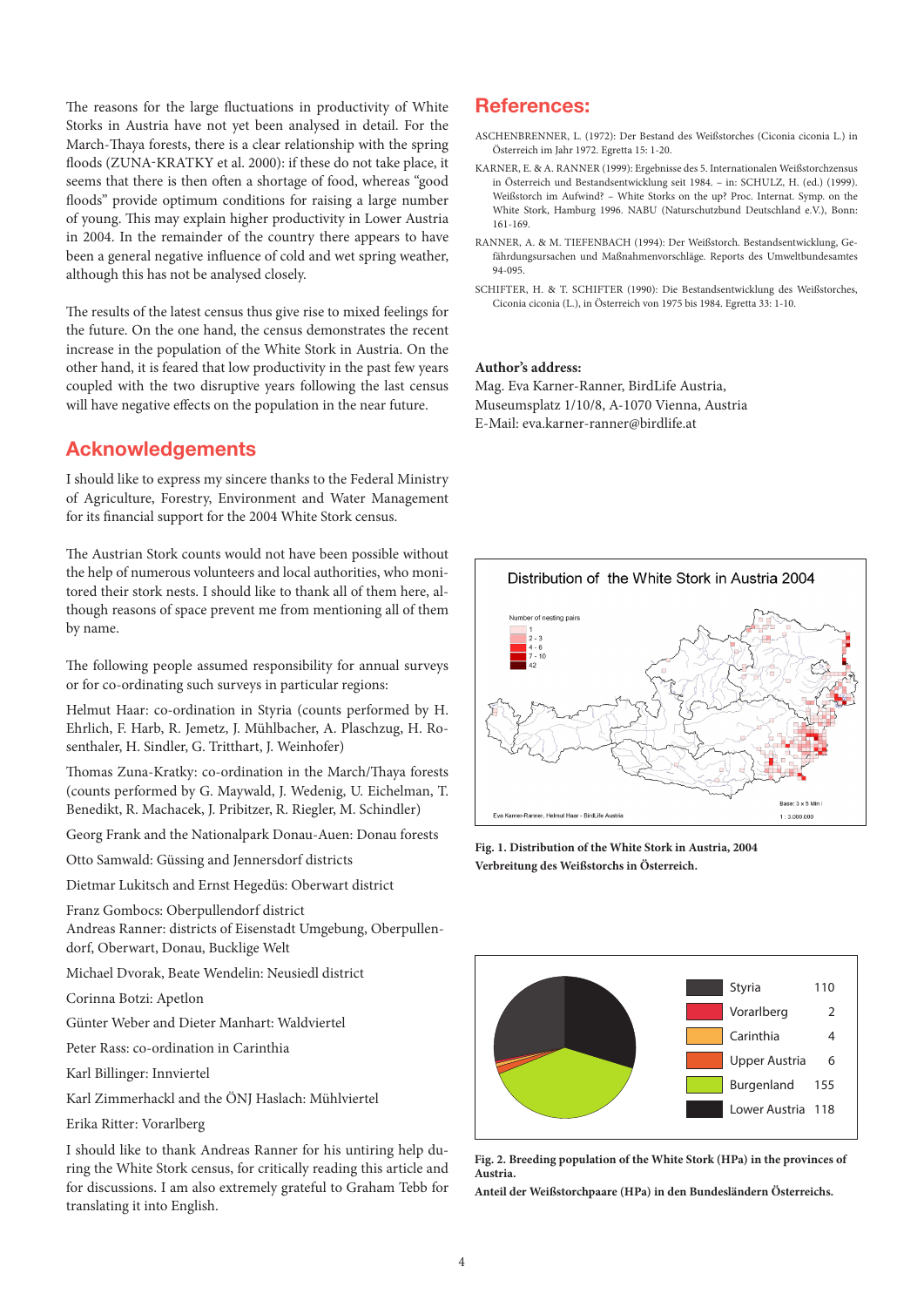The reasons for the large fluctuations in productivity of White Storks in Austria have not yet been analysed in detail. For the March-Thaya forests, there is a clear relationship with the spring floods (ZUNA-KRATKY et al. 2000): if these do not take place, it seems that there is then often a shortage of food, whereas "good floods" provide optimum conditions for raising a large number of young. This may explain higher productivity in Lower Austria in 2004. In the remainder of the country there appears to have been a general negative influence of cold and wet spring weather, although this has not been analysed closely.

The results of the latest census thus give rise to mixed feelings for the future. On the one hand, the census demonstrates the recent increase in the population of the White Stork in Austria. On the other hand, it is feared that low productivity in the past few years coupled with the two disruptive years following the last census will have negative effects on the population in the near future.

## Acknowledgements

I should like to express my sincere thanks to the Federal Ministry of Agriculture, Forestry, Environment and Water Management for its financial support for the 2004 White Stork census.

The Austrian Stork counts would not have been possible without the help of numerous volunteers and local authorities, who monitored their stork nests. I should like to thank all of them here, although reasons of space prevent me from mentioning all of them by name.

The following people assumed responsibility for annual surveys or for co-ordinating such surveys in particular regions:

Helmut Haar: co-ordination in Styria (counts performed by H. Ehrlich, F. Harb, R. Jemetz, J. Mühlbacher, A. Plaschzug, H. Rosenthaler, H. Sindler, G. Tritthart, J. Weinhofer)

Thomas Zuna-Kratky: co-ordination in the March/Thaya forests (counts performed by G. Maywald, J. Wedenig, U. Eichelman, T. Benedikt, R. Machacek, J. Pribitzer, R. Riegler, M. Schindler)

Georg Frank and the Nationalpark Donau-Auen: Donau forests

Otto Samwald: Güssing and Jennersdorf districts

Dietmar Lukitsch and Ernst Hegedüs: Oberwart district

Franz Gombocs: Oberpullendorf district
Andreas Ranner: districts of Eisenstadt Umgebung, Oberpullendorf, Oberwart, Donau, Bucklige Welt

Michael Dvorak, Beate Wendelin: Neusiedl district

Corinna Botzi: Apetlon

Günter Weber and Dieter Manhart: Waldviertel

Peter Rass: co-ordination in Carinthia

Karl Billinger: Innviertel

Karl Zimmerhackl and the ÖNJ Haslach: Mühlviertel

Erika Ritter: Vorarlberg

I should like to thank Andreas Ranner for his untiring help during the White Stork census, for critically reading this article and for discussions. I am also extremely grateful to Graham Tebb for translating it into English.

## References:

ASCHENBRENNER, L. (1972): Der Bestand des Weißstorches (Ciconia ciconia L.) in Österreich im Jahr 1972. Egretta 15: 1-20.

KARNER, E. & A. RANNER (1999): Ergebnisse des 5. Internationalen Weißstorchzensus in Österreich und Bestandsentwicklung seit 1984. – in: SCHULZ, H. (ed.) (1999). Weißstorch im Aufwind? – White Storks on the up? Proc. Internat. Symp. on the White Stork, Hamburg 1996. NABU (Naturschutzbund Deutschland e.V.), Bonn: 161-169.

RANNER, A. & M. TIEFENBACH (1994): Der Weißstorch. Bestandsentwicklung, Gefährdungsursachen und Maßnahmenvorschläge. Reports des Umweltbundesamtes 94-095.

SCHIFTER, H. & T. SCHIFTER (1990): Die Bestandsentwicklung des Weißstorches, Ciconia ciconia (L.), in Österreich von 1975 bis 1984. Egretta 33: 1-10.

**Author's address:**
Mag. Eva Karner-Ranner, BirdLife Austria,
Museumsplatz 1/10/8, A-1070 Vienna, Austria
E-Mail: eva.karner-ranner@birdlife.at

Distribution of the White Stork in Austria 2004

Number of nesting pairs: 1; 2 - 3; 4 - 6; 7 - 10; 42

Eva Karner-Ranner, Helmut Haar - BirdLife Austria — Base: 3 x 5 Min; 1 : 3,000,000

**Fig. 1. Distribution of the White Stork in Austria, 2004**
**Verbreitung des Weißstorchs in Österreich.**

| Province | HPa |
|---|---|
| Styria | 110 |
| Vorarlberg | 2 |
| Carinthia | 4 |
| Upper Austria | 6 |
| Burgenland | 155 |
| Lower Austria | 118 |

**Fig. 2. Breeding population of the White Stork (HPa) in the provinces of Austria.**
**Anteil der Weißstorchpaare (HPa) in den Bundesländern Österreichs.**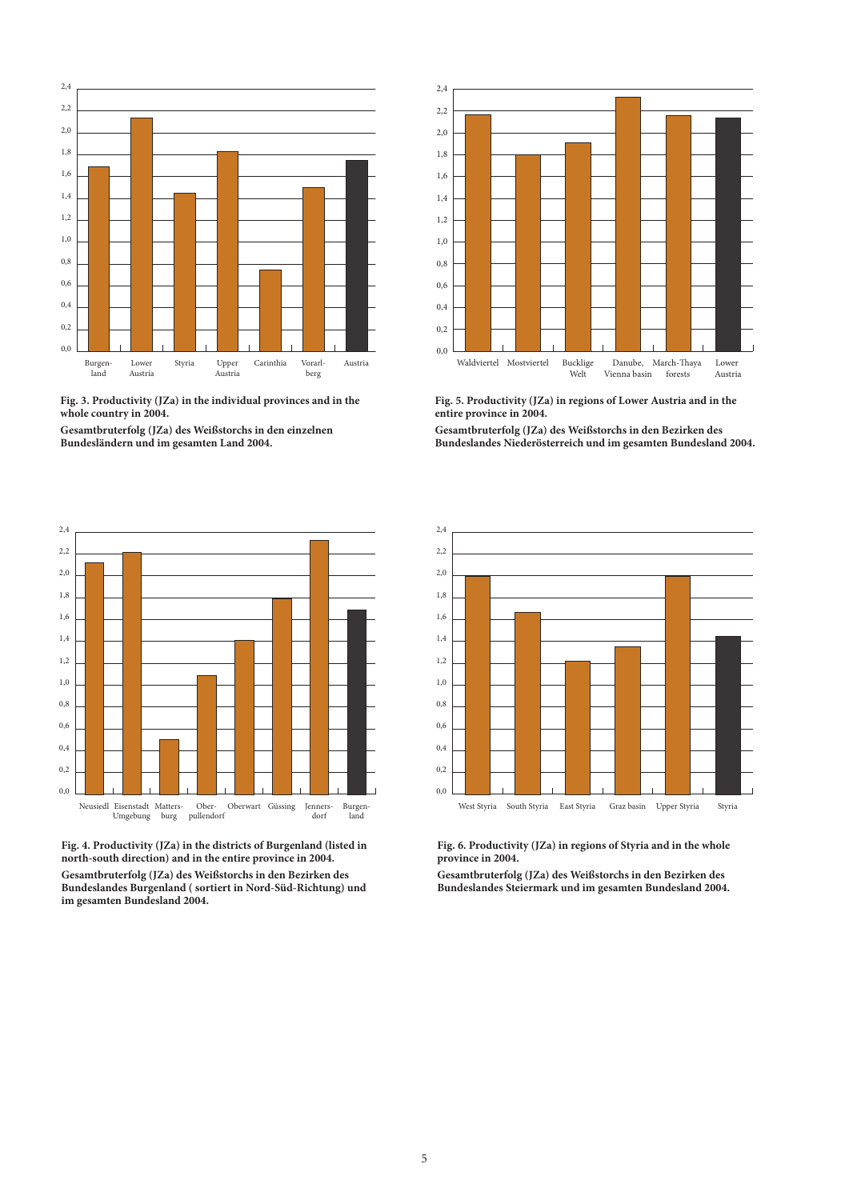Fig. 3. Productivity (JZa) in the individual provinces and in the whole country in 2004.

Gesamtbruterfolg (JZa) des Weißstorchs in den einzelnen Bundesländern und im gesamten Land 2004.

Fig. 5. Productivity (JZa) in regions of Lower Austria and in the entire province in 2004.

Gesamtbruterfolg (JZa) des Weißstorchs in den Bezirken des Bundeslandes Niederösterreich und im gesamten Bundesland 2004.

Fig. 4. Productivity (JZa) in the districts of Burgenland (listed in north-south direction) and in the entire province in 2004.

Gesamtbruterfolg (JZa) des Weißstorchs in den Bezirken des Bundeslandes Burgenland ( sortiert in Nord-Süd-Richtung) und im gesamten Bundesland 2004.

Fig. 6. Productivity (JZa) in regions of Styria and in the whole province in 2004.

Gesamtbruterfolg (JZa) des Weißstorchs in den Bezirken des Bundeslandes Steiermark und im gesamten Bundesland 2004.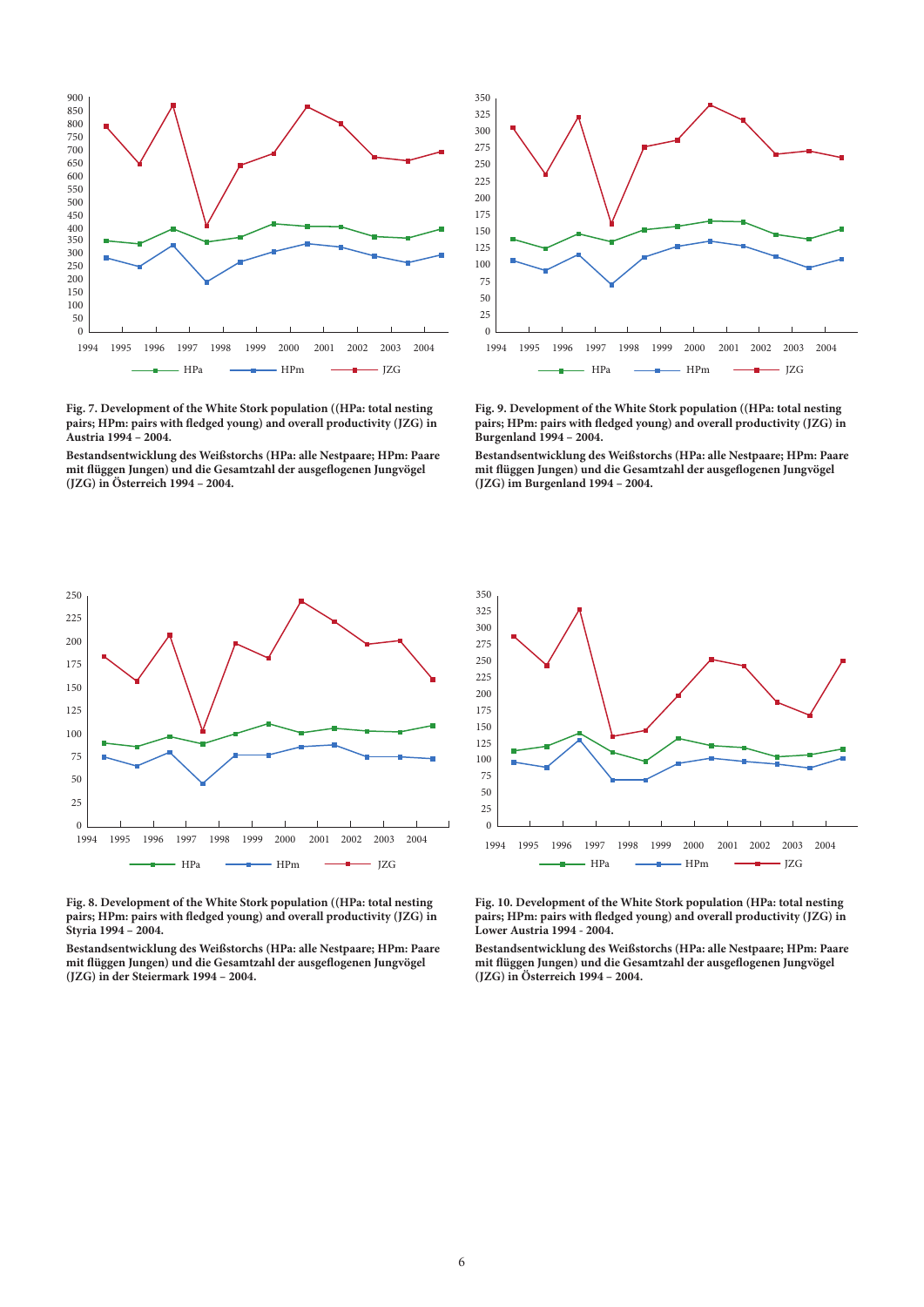Fig. 7. Development of the White Stork population ((HPa: total nesting pairs; HPm: pairs with fledged young) and overall productivity (JZG) in Austria 1994 – 2004.

Bestandsentwicklung des Weißstorchs (HPa: alle Nestpaare; HPm: Paare mit flüggen Jungen) und die Gesamtzahl der ausgeflogenen Jungvögel (JZG) in Österreich 1994 – 2004.

Fig. 9. Development of the White Stork population ((HPa: total nesting pairs; HPm: pairs with fledged young) and overall productivity (JZG) in Burgenland 1994 – 2004.

Bestandsentwicklung des Weißstorchs (HPa: alle Nestpaare; HPm: Paare mit flüggen Jungen) und die Gesamtzahl der ausgeflogenen Jungvögel (JZG) im Burgenland 1994 – 2004.

Fig. 8. Development of the White Stork population ((HPa: total nesting pairs; HPm: pairs with fledged young) and overall productivity (JZG) in Styria 1994 – 2004.

Bestandsentwicklung des Weißstorchs (HPa: alle Nestpaare; HPm: Paare mit flüggen Jungen) und die Gesamtzahl der ausgeflogenen Jungvögel (JZG) in der Steiermark 1994 – 2004.

Fig. 10. Development of the White Stork population (HPa: total nesting pairs; HPm: pairs with fledged young) and overall productivity (JZG) in Lower Austria 1994 - 2004.

Bestandsentwicklung des Weißstorchs (HPa: alle Nestpaare; HPm: Paare mit flüggen Jungen) und die Gesamtzahl der ausgeflogenen Jungvögel (JZG) in Österreich 1994 – 2004.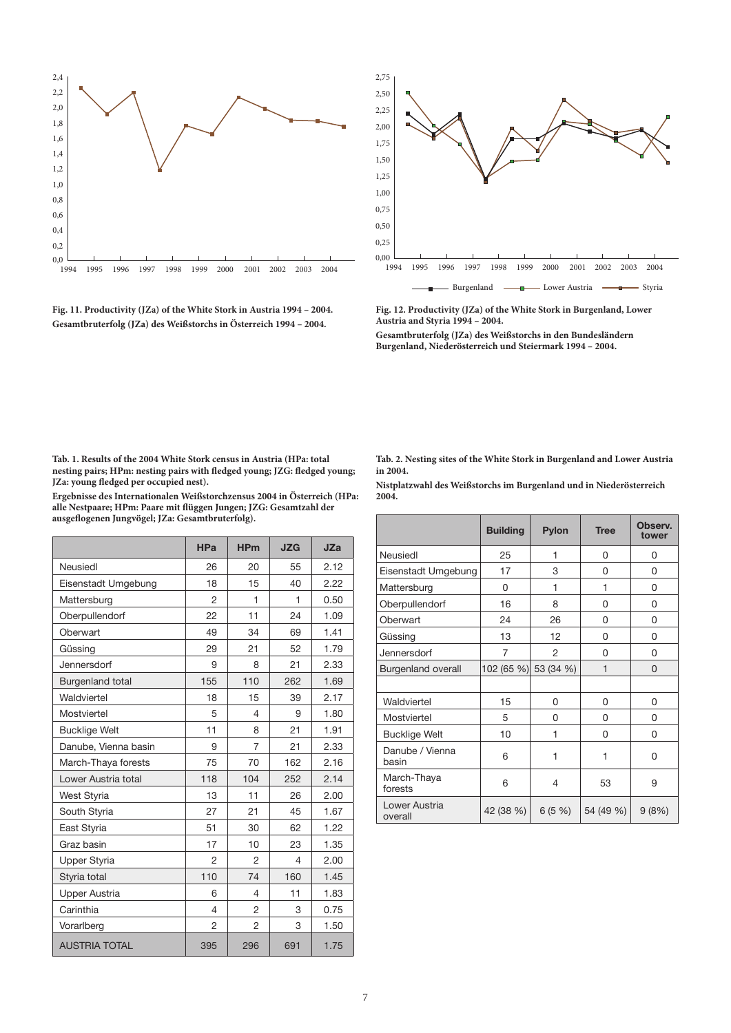**Fig. 11. Productivity (JZa) of the White Stork in Austria 1994 – 2004. Gesamtbruterfolg (JZa) des Weißstorchs in Österreich 1994 – 2004.**

**Fig. 12. Productivity (JZa) of the White Stork in Burgenland, Lower Austria and Styria 1994 – 2004.**

**Gesamtbruterfolg (JZa) des Weißstorchs in den Bundesländern Burgenland, Niederösterreich und Steiermark 1994 – 2004.**

**Tab. 1. Results of the 2004 White Stork census in Austria (HPa: total nesting pairs; HPm: nesting pairs with fledged young; JZG: fledged young; JZa: young fledged per occupied nest).**

**Ergebnisse des Internationalen Weißstorchzensus 2004 in Österreich (HPa: alle Nestpaare; HPm: Paare mit flüggen Jungen; JZG: Gesamtzahl der ausgeflogenen Jungvögel; JZa: Gesamtbruterfolg).**

| | HPa | HPm | JZG | JZa |
|---|---|---|---|---|
| Neusiedl | 26 | 20 | 55 | 2.12 |
| Eisenstadt Umgebung | 18 | 15 | 40 | 2.22 |
| Mattersburg | 2 | 1 | 1 | 0.50 |
| Oberpullendorf | 22 | 11 | 24 | 1.09 |
| Oberwart | 49 | 34 | 69 | 1.41 |
| Güssing | 29 | 21 | 52 | 1.79 |
| Jennersdorf | 9 | 8 | 21 | 2.33 |
| Burgenland total | 155 | 110 | 262 | 1.69 |
| Waldviertel | 18 | 15 | 39 | 2.17 |
| Mostviertel | 5 | 4 | 9 | 1.80 |
| Bucklige Welt | 11 | 8 | 21 | 1.91 |
| Danube, Vienna basin | 9 | 7 | 21 | 2.33 |
| March-Thaya forests | 75 | 70 | 162 | 2.16 |
| Lower Austria total | 118 | 104 | 252 | 2.14 |
| West Styria | 13 | 11 | 26 | 2.00 |
| South Styria | 27 | 21 | 45 | 1.67 |
| East Styria | 51 | 30 | 62 | 1.22 |
| Graz basin | 17 | 10 | 23 | 1.35 |
| Upper Styria | 2 | 2 | 4 | 2.00 |
| Styria total | 110 | 74 | 160 | 1.45 |
| Upper Austria | 6 | 4 | 11 | 1.83 |
| Carinthia | 4 | 2 | 3 | 0.75 |
| Vorarlberg | 2 | 2 | 3 | 1.50 |
| AUSTRIA TOTAL | 395 | 296 | 691 | 1.75 |

**Tab. 2. Nesting sites of the White Stork in Burgenland and Lower Austria in 2004.**

**Nistplatzwahl des Weißstorchs im Burgenland und in Niederösterreich 2004.**

| | Building | Pylon | Tree | Observ. tower |
|---|---|---|---|---|
| Neusiedl | 25 | 1 | 0 | 0 |
| Eisenstadt Umgebung | 17 | 3 | 0 | 0 |
| Mattersburg | 0 | 1 | 1 | 0 |
| Oberpullendorf | 16 | 8 | 0 | 0 |
| Oberwart | 24 | 26 | 0 | 0 |
| Güssing | 13 | 12 | 0 | 0 |
| Jennersdorf | 7 | 2 | 0 | 0 |
| Burgenland overall | 102 (65 %) | 53 (34 %) | 1 | 0 |
| | | | | |
| Waldviertel | 15 | 0 | 0 | 0 |
| Mostviertel | 5 | 0 | 0 | 0 |
| Bucklige Welt | 10 | 1 | 0 | 0 |
| Danube / Vienna basin | 6 | 1 | 1 | 0 |
| March-Thaya forests | 6 | 4 | 53 | 9 |
| Lower Austria overall | 42 (38 %) | 6 (5 %) | 54 (49 %) | 9 (8%) |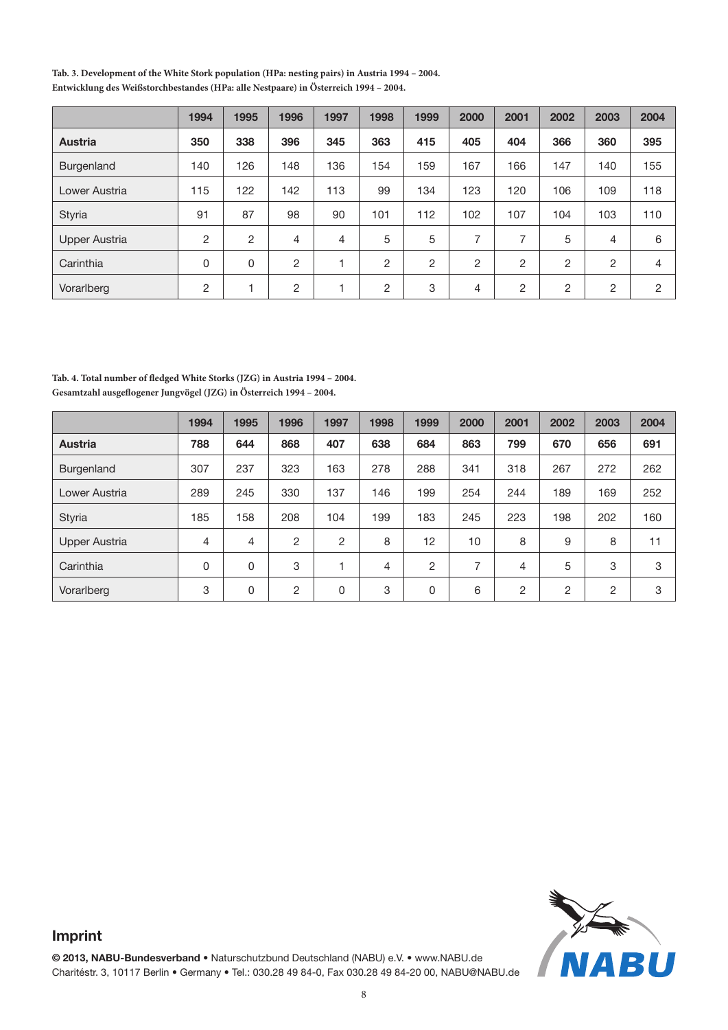**Tab. 3. Development of the White Stork population (HPa: nesting pairs) in Austria 1994 – 2004.**
**Entwicklung des Weißstorchbestandes (HPa: alle Nestpaare) in Österreich 1994 – 2004.**

| | 1994 | 1995 | 1996 | 1997 | 1998 | 1999 | 2000 | 2001 | 2002 | 2003 | 2004 |
|---|---|---|---|---|---|---|---|---|---|---|---|
| **Austria** | **350** | **338** | **396** | **345** | **363** | **415** | **405** | **404** | **366** | **360** | **395** |
| Burgenland | 140 | 126 | 148 | 136 | 154 | 159 | 167 | 166 | 147 | 140 | 155 |
| Lower Austria | 115 | 122 | 142 | 113 | 99 | 134 | 123 | 120 | 106 | 109 | 118 |
| Styria | 91 | 87 | 98 | 90 | 101 | 112 | 102 | 107 | 104 | 103 | 110 |
| Upper Austria | 2 | 2 | 4 | 4 | 5 | 5 | 7 | 7 | 5 | 4 | 6 |
| Carinthia | 0 | 0 | 2 | 1 | 2 | 2 | 2 | 2 | 2 | 2 | 4 |
| Vorarlberg | 2 | 1 | 2 | 1 | 2 | 3 | 4 | 2 | 2 | 2 | 2 |

**Tab. 4. Total number of fledged White Storks (JZG) in Austria 1994 – 2004.**
**Gesamtzahl ausgeflogener Jungvögel (JZG) in Österreich 1994 – 2004.**

| | 1994 | 1995 | 1996 | 1997 | 1998 | 1999 | 2000 | 2001 | 2002 | 2003 | 2004 |
|---|---|---|---|---|---|---|---|---|---|---|---|
| **Austria** | **788** | **644** | **868** | **407** | **638** | **684** | **863** | **799** | **670** | **656** | **691** |
| Burgenland | 307 | 237 | 323 | 163 | 278 | 288 | 341 | 318 | 267 | 272 | 262 |
| Lower Austria | 289 | 245 | 330 | 137 | 146 | 199 | 254 | 244 | 189 | 169 | 252 |
| Styria | 185 | 158 | 208 | 104 | 199 | 183 | 245 | 223 | 198 | 202 | 160 |
| Upper Austria | 4 | 4 | 2 | 2 | 8 | 12 | 10 | 8 | 9 | 8 | 11 |
| Carinthia | 0 | 0 | 3 | 1 | 4 | 2 | 7 | 4 | 5 | 3 | 3 |
| Vorarlberg | 3 | 0 | 2 | 0 | 3 | 0 | 6 | 2 | 2 | 2 | 3 |

## Imprint

**© 2013, NABU-Bundesverband** • Naturschutzbund Deutschland (NABU) e.V. • www.NABU.de
Charitéstr. 3, 10117 Berlin • Germany • Tel.: 030.28 49 84-0, Fax 030.28 49 84-20 00, NABU@NABU.de

NABU